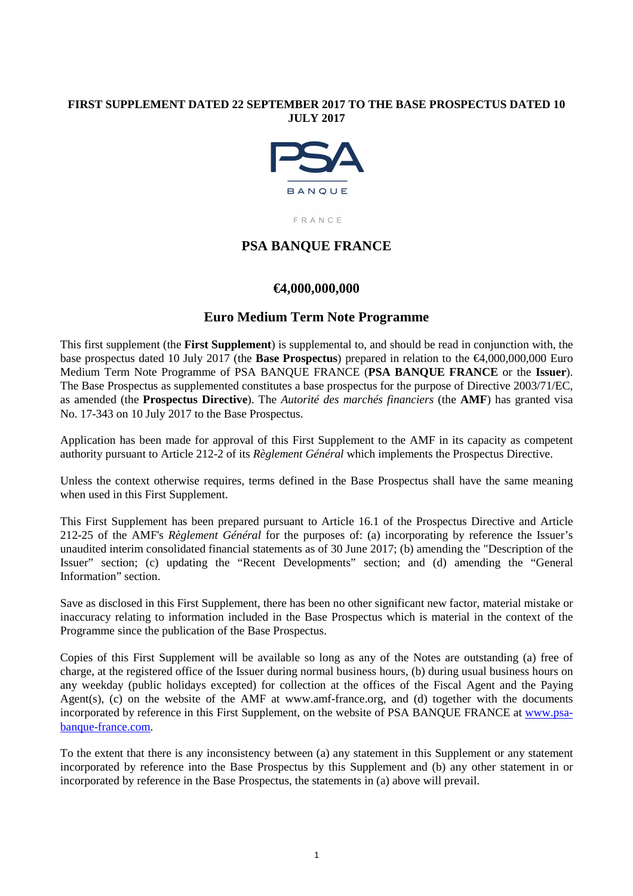**FIRST SUPPLEMENT DATED 22 SEPTEMBER 2017 TO THE BASE PROSPECTUS DATED 10 JULY 2017**

# PSA BANQUE FRANCE

## €4,000,000,000

## Euro Medium Term Note Programme

This first supplement (the **First Supplement**) is supplemental to, and should be read in conjunction with, the base prospectus dated 10 July 2017 (the **Base Prospectus**) prepared in relation to the €4,000,000,000 Euro Medium Term Note Programme of PSA BANQUE FRANCE (**PSA BANQUE FRANCE** or the **Issuer**). The Base Prospectus as supplemented constitutes a base prospectus for the purpose of Directive 2003/71/EC, as amended (the **Prospectus Directive**). The *Autorité des marchés financiers* (the **AMF**) has granted visa No. 17-343 on 10 July 2017 to the Base Prospectus.

Application has been made for approval of this First Supplement to the AMF in its capacity as competent authority pursuant to Article 212-2 of its *Règlement Général* which implements the Prospectus Directive.

Unless the context otherwise requires, terms defined in the Base Prospectus shall have the same meaning when used in this First Supplement.

This First Supplement has been prepared pursuant to Article 16.1 of the Prospectus Directive and Article 212-25 of the AMF's *Règlement Général* for the purposes of: (a) incorporating by reference the Issuer's unaudited interim consolidated financial statements as of 30 June 2017; (b) amending the "Description of the Issuer" section; (c) updating the "Recent Developments" section; and (d) amending the "General Information" section.

Save as disclosed in this First Supplement, there has been no other significant new factor, material mistake or inaccuracy relating to information included in the Base Prospectus which is material in the context of the Programme since the publication of the Base Prospectus.

Copies of this First Supplement will be available so long as any of the Notes are outstanding (a) free of charge, at the registered office of the Issuer during normal business hours, (b) during usual business hours on any weekday (public holidays excepted) for collection at the offices of the Fiscal Agent and the Paying Agent(s), (c) on the website of the AMF at www.amf-france.org, and (d) together with the documents incorporated by reference in this First Supplement, on the website of PSA BANQUE FRANCE at www.psa-banque-france.com.

To the extent that there is any inconsistency between (a) any statement in this Supplement or any statement incorporated by reference into the Base Prospectus by this Supplement and (b) any other statement in or incorporated by reference in the Base Prospectus, the statements in (a) above will prevail.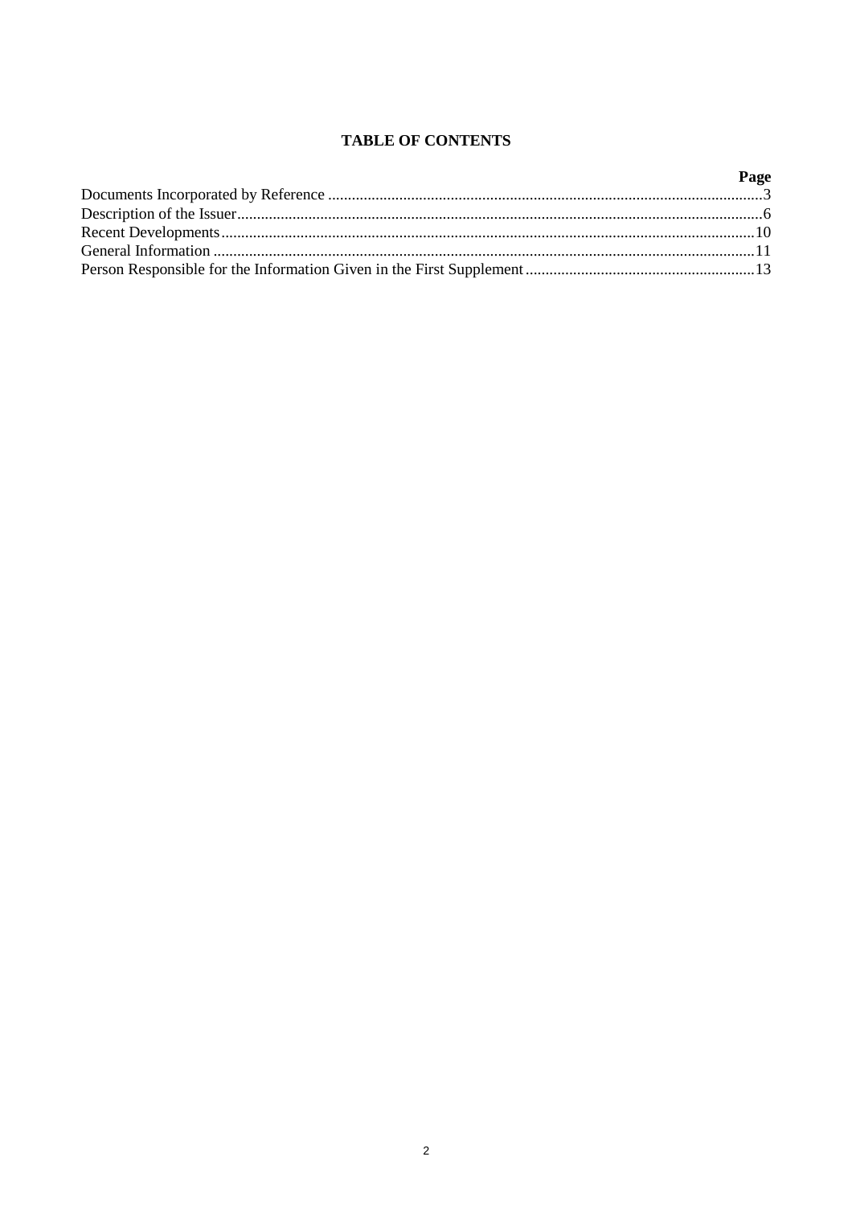**TABLE OF CONTENTS**

| | Page |
|---|---|
| Documents Incorporated by Reference | 3 |
| Description of the Issuer | 6 |
| Recent Developments | 10 |
| General Information | 11 |
| Person Responsible for the Information Given in the First Supplement | 13 |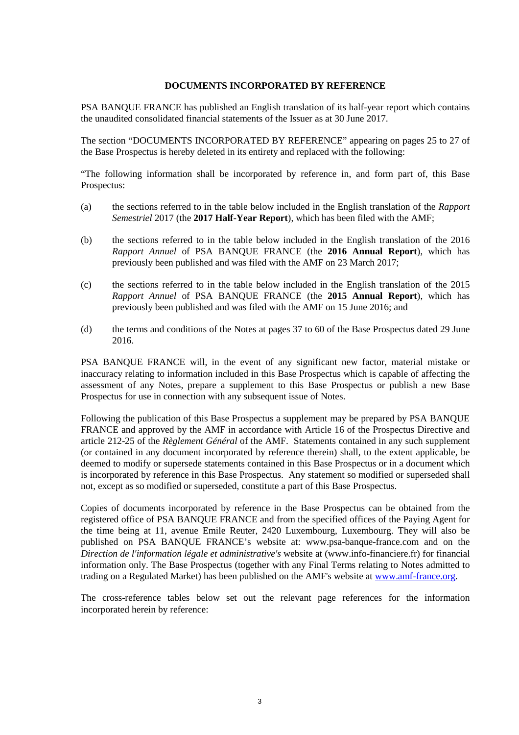## DOCUMENTS INCORPORATED BY REFERENCE

PSA BANQUE FRANCE has published an English translation of its half-year report which contains the unaudited consolidated financial statements of the Issuer as at 30 June 2017.

The section "DOCUMENTS INCORPORATED BY REFERENCE" appearing on pages 25 to 27 of the Base Prospectus is hereby deleted in its entirety and replaced with the following:

"The following information shall be incorporated by reference in, and form part of, this Base Prospectus:

(a) the sections referred to in the table below included in the English translation of the *Rapport Semestriel* 2017 (the **2017 Half-Year Report**), which has been filed with the AMF;

(b) the sections referred to in the table below included in the English translation of the 2016 *Rapport Annuel* of PSA BANQUE FRANCE (the **2016 Annual Report**), which has previously been published and was filed with the AMF on 23 March 2017;

(c) the sections referred to in the table below included in the English translation of the 2015 *Rapport Annuel* of PSA BANQUE FRANCE (the **2015 Annual Report**), which has previously been published and was filed with the AMF on 15 June 2016; and

(d) the terms and conditions of the Notes at pages 37 to 60 of the Base Prospectus dated 29 June 2016.

PSA BANQUE FRANCE will, in the event of any significant new factor, material mistake or inaccuracy relating to information included in this Base Prospectus which is capable of affecting the assessment of any Notes, prepare a supplement to this Base Prospectus or publish a new Base Prospectus for use in connection with any subsequent issue of Notes.

Following the publication of this Base Prospectus a supplement may be prepared by PSA BANQUE FRANCE and approved by the AMF in accordance with Article 16 of the Prospectus Directive and article 212-25 of the *Règlement Général* of the AMF. Statements contained in any such supplement (or contained in any document incorporated by reference therein) shall, to the extent applicable, be deemed to modify or supersede statements contained in this Base Prospectus or in a document which is incorporated by reference in this Base Prospectus. Any statement so modified or superseded shall not, except as so modified or superseded, constitute a part of this Base Prospectus.

Copies of documents incorporated by reference in the Base Prospectus can be obtained from the registered office of PSA BANQUE FRANCE and from the specified offices of the Paying Agent for the time being at 11, avenue Emile Reuter, 2420 Luxembourg, Luxembourg. They will also be published on PSA BANQUE FRANCE's website at: www.psa-banque-france.com and on the *Direction de l'information légale et administrative's* website at (www.info-financiere.fr) for financial information only. The Base Prospectus (together with any Final Terms relating to Notes admitted to trading on a Regulated Market) has been published on the AMF's website at www.amf-france.org.

The cross-reference tables below set out the relevant page references for the information incorporated herein by reference: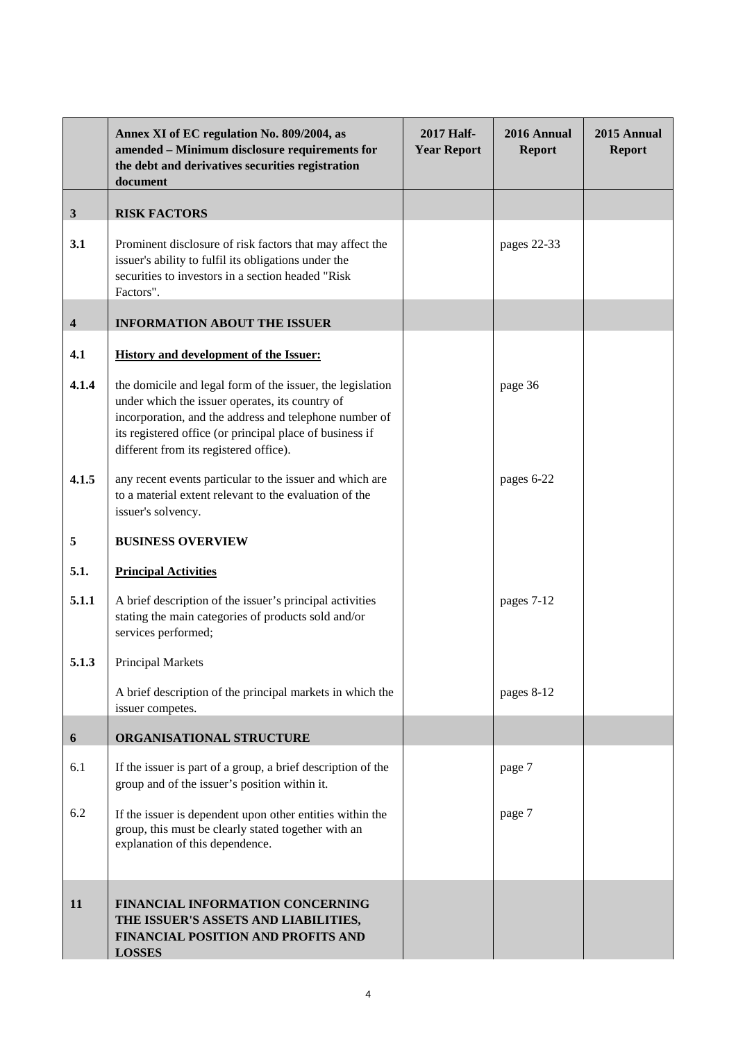|  | Annex XI of EC regulation No. 809/2004, as amended – Minimum disclosure requirements for the debt and derivatives securities registration document | 2017 Half-Year Report | 2016 Annual Report | 2015 Annual Report |
|---|---|---|---|---|
| **3** | **RISK FACTORS** |  |  |  |
| **3.1** | Prominent disclosure of risk factors that may affect the issuer's ability to fulfil its obligations under the securities to investors in a section headed "Risk Factors". |  | pages 22-33 |  |
| **4** | **INFORMATION ABOUT THE ISSUER** |  |  |  |
| **4.1** | **History and development of the Issuer:** |  |  |  |
| **4.1.4** | the domicile and legal form of the issuer, the legislation under which the issuer operates, its country of incorporation, and the address and telephone number of its registered office (or principal place of business if different from its registered office). |  | page 36 |  |
| **4.1.5** | any recent events particular to the issuer and which are to a material extent relevant to the evaluation of the issuer's solvency. |  | pages 6-22 |  |
| **5** | **BUSINESS OVERVIEW** |  |  |  |
| **5.1.** | **Principal Activities** |  |  |  |
| **5.1.1** | A brief description of the issuer's principal activities stating the main categories of products sold and/or services performed; |  | pages 7-12 |  |
| **5.1.3** | Principal Markets |  |  |  |
|  | A brief description of the principal markets in which the issuer competes. |  | pages 8-12 |  |
| **6** | **ORGANISATIONAL STRUCTURE** |  |  |  |
| 6.1 | If the issuer is part of a group, a brief description of the group and of the issuer's position within it. |  | page 7 |  |
| 6.2 | If the issuer is dependent upon other entities within the group, this must be clearly stated together with an explanation of this dependence. |  | page 7 |  |
| **11** | **FINANCIAL INFORMATION CONCERNING THE ISSUER'S ASSETS AND LIABILITIES, FINANCIAL POSITION AND PROFITS AND LOSSES** |  |  |  |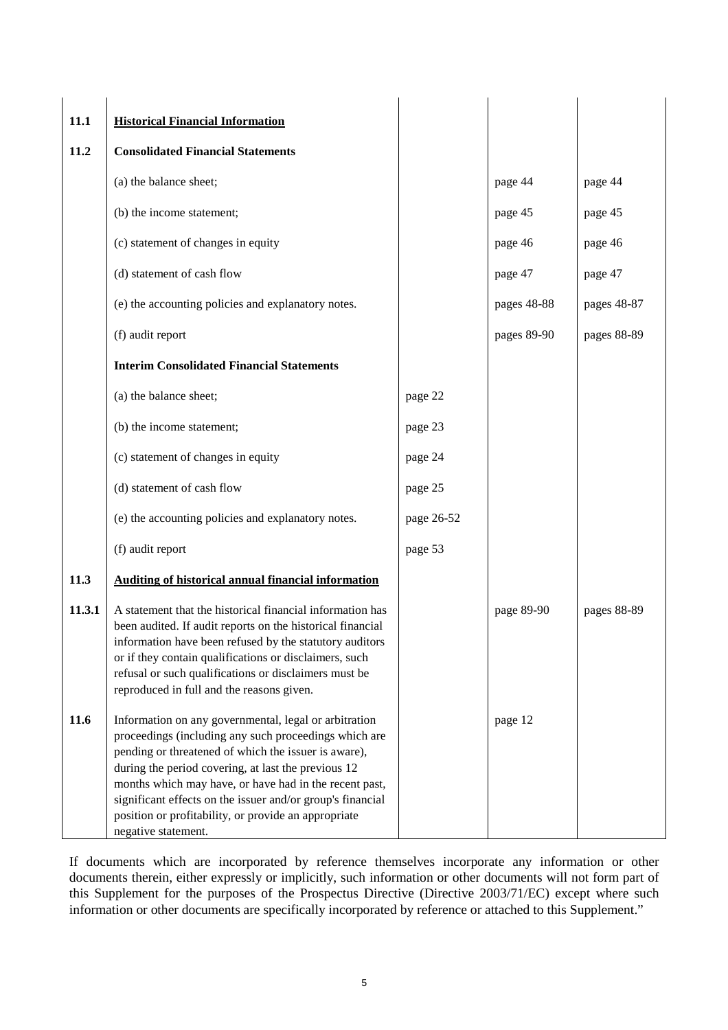| | | | | |
|---|---|---|---|---|
| **11.1** | **Historical Financial Information** | | | |
| **11.2** | **Consolidated Financial Statements** | | | |
| | (a) the balance sheet; | | page 44 | page 44 |
| | (b) the income statement; | | page 45 | page 45 |
| | (c) statement of changes in equity | | page 46 | page 46 |
| | (d) statement of cash flow | | page 47 | page 47 |
| | (e) the accounting policies and explanatory notes. | | pages 48-88 | pages 48-87 |
| | (f) audit report | | pages 89-90 | pages 88-89 |
| | **Interim Consolidated Financial Statements** | | | |
| | (a) the balance sheet; | page 22 | | |
| | (b) the income statement; | page 23 | | |
| | (c) statement of changes in equity | page 24 | | |
| | (d) statement of cash flow | page 25 | | |
| | (e) the accounting policies and explanatory notes. | page 26-52 | | |
| | (f) audit report | page 53 | | |
| **11.3** | **Auditing of historical annual financial information** | | | |
| **11.3.1** | A statement that the historical financial information has been audited. If audit reports on the historical financial information have been refused by the statutory auditors or if they contain qualifications or disclaimers, such refusal or such qualifications or disclaimers must be reproduced in full and the reasons given. | | page 89-90 | pages 88-89 |
| **11.6** | Information on any governmental, legal or arbitration proceedings (including any such proceedings which are pending or threatened of which the issuer is aware), during the period covering, at last the previous 12 months which may have, or have had in the recent past, significant effects on the issuer and/or group's financial position or profitability, or provide an appropriate negative statement. | | page 12 | |

If documents which are incorporated by reference themselves incorporate any information or other documents therein, either expressly or implicitly, such information or other documents will not form part of this Supplement for the purposes of the Prospectus Directive (Directive 2003/71/EC) except where such information or other documents are specifically incorporated by reference or attached to this Supplement."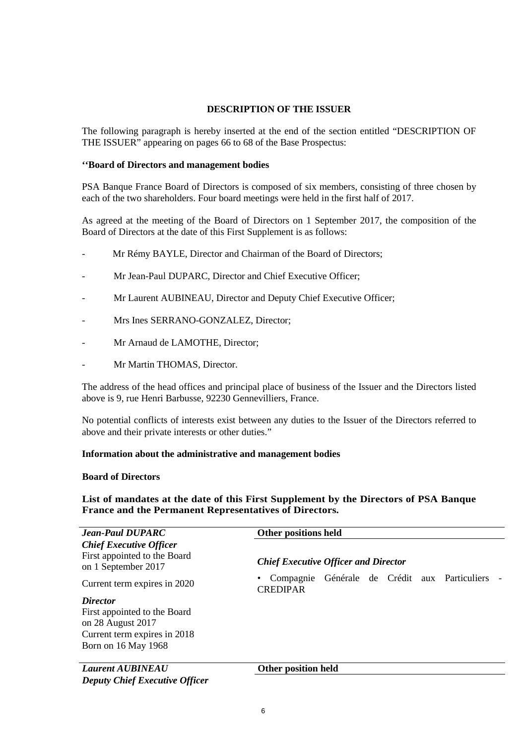## DESCRIPTION OF THE ISSUER

The following paragraph is hereby inserted at the end of the section entitled "DESCRIPTION OF THE ISSUER" appearing on pages 66 to 68 of the Base Prospectus:

**''Board of Directors and management bodies**

PSA Banque France Board of Directors is composed of six members, consisting of three chosen by each of the two shareholders. Four board meetings were held in the first half of 2017.

As agreed at the meeting of the Board of Directors on 1 September 2017, the composition of the Board of Directors at the date of this First Supplement is as follows:

- Mr Rémy BAYLE, Director and Chairman of the Board of Directors;
- Mr Jean-Paul DUPARC, Director and Chief Executive Officer;
- Mr Laurent AUBINEAU, Director and Deputy Chief Executive Officer;
- Mrs Ines SERRANO-GONZALEZ, Director;
- Mr Arnaud de LAMOTHE, Director;
- Mr Martin THOMAS, Director.

The address of the head offices and principal place of business of the Issuer and the Directors listed above is 9, rue Henri Barbusse, 92230 Gennevilliers, France.

No potential conflicts of interests exist between any duties to the Issuer of the Directors referred to above and their private interests or other duties."

**Information about the administrative and management bodies**

**Board of Directors**

**List of mandates at the date of this First Supplement by the Directors of PSA Banque France and the Permanent Representatives of Directors.**

| ***Jean-Paul DUPARC*** | **Other positions held** |
|---|---|
| ***Chief Executive Officer***<br>First appointed to the Board on 1 September 2017<br>Current term expires in 2020<br>***Director***<br>First appointed to the Board on 28 August 2017<br>Current term expires in 2018<br>Born on 16 May 1968 | ***Chief Executive Officer and Director***<br>• Compagnie Générale de Crédit aux Particuliers - CREDIPAR |

| ***Laurent AUBINEAU*** | **Other position held** |
|---|---|
| ***Deputy Chief Executive Officer*** | |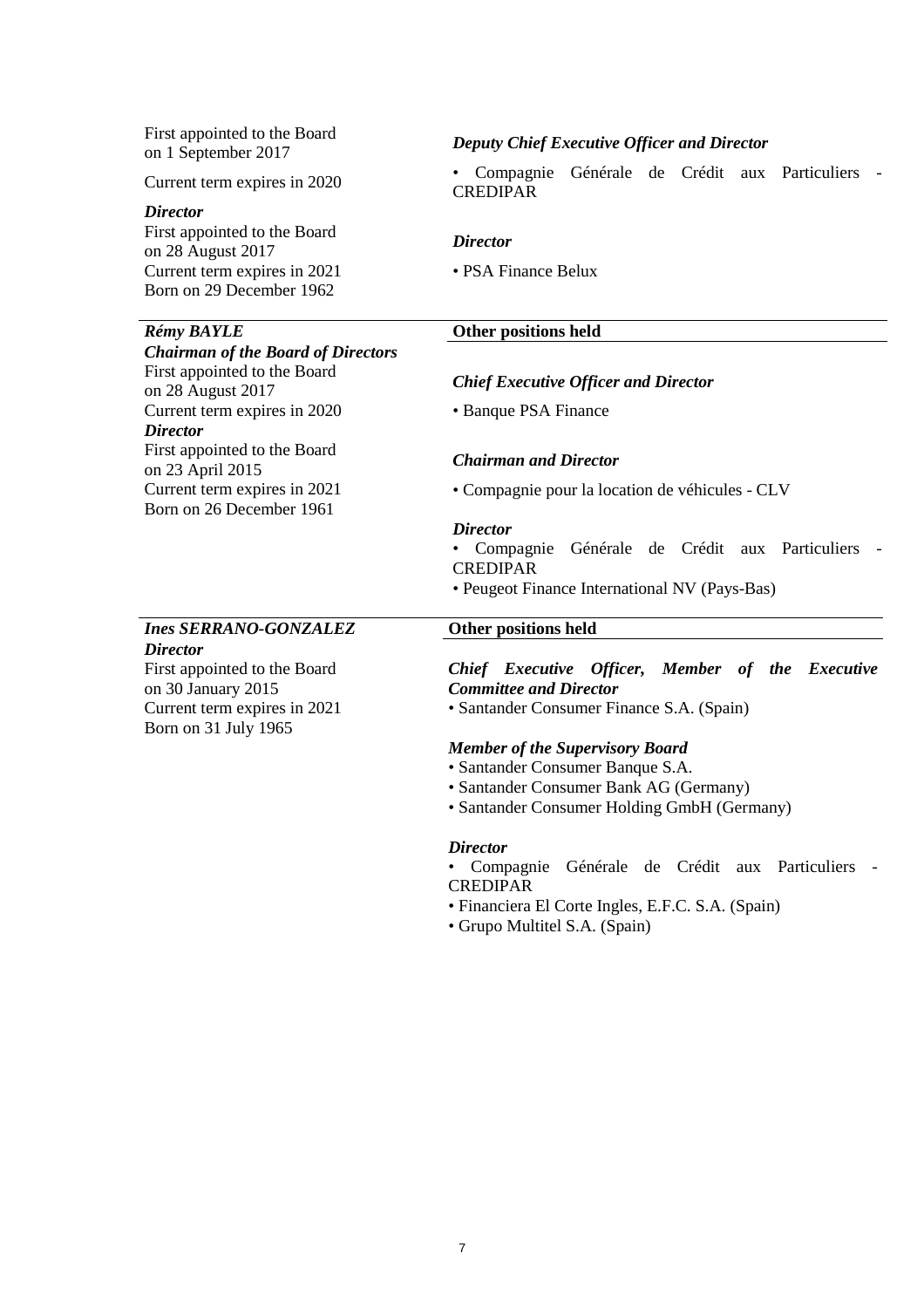First appointed to the Board on 1 September 2017

Current term expires in 2020

***Director***

First appointed to the Board on 28 August 2017

Current term expires in 2021

Born on 29 December 1962

***Deputy Chief Executive Officer and Director***

- Compagnie Générale de Crédit aux Particuliers - CREDIPAR

***Director***

- PSA Finance Belux

---

***Rémy BAYLE***

***Chairman of the Board of Directors***

First appointed to the Board on 28 August 2017

Current term expires in 2020

***Director***

First appointed to the Board on 23 April 2015

Current term expires in 2021

Born on 26 December 1961

**Other positions held**

***Chief Executive Officer and Director***

- Banque PSA Finance

***Chairman and Director***

- Compagnie pour la location de véhicules - CLV

***Director***

- Compagnie Générale de Crédit aux Particuliers - CREDIPAR
- Peugeot Finance International NV (Pays-Bas)

---

***Ines SERRANO-GONZALEZ***

***Director***

First appointed to the Board on 30 January 2015

Current term expires in 2021

Born on 31 July 1965

**Other positions held**

***Chief Executive Officer, Member of the Executive Committee and Director***

- Santander Consumer Finance S.A. (Spain)

***Member of the Supervisory Board***

- Santander Consumer Banque S.A.
- Santander Consumer Bank AG (Germany)
- Santander Consumer Holding GmbH (Germany)

***Director***

- Compagnie Générale de Crédit aux Particuliers - CREDIPAR
- Financiera El Corte Ingles, E.F.C. S.A. (Spain)
- Grupo Multitel S.A. (Spain)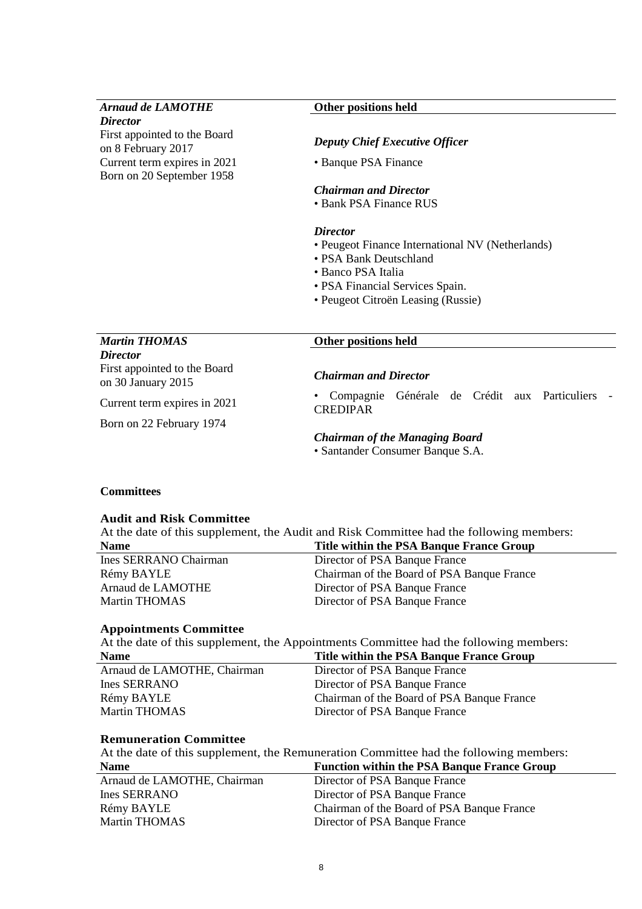| *Arnaud de LAMOTHE* | Other positions held |
|---|---|
| ***Director***<br>First appointed to the Board on 8 February 2017<br>Current term expires in 2021<br>Born on 20 September 1958 | ***Deputy Chief Executive Officer***<br>• Banque PSA Finance<br><br>***Chairman and Director***<br>• Bank PSA Finance RUS<br><br>***Director***<br>• Peugeot Finance International NV (Netherlands)<br>• PSA Bank Deutschland<br>• Banco PSA Italia<br>• PSA Financial Services Spain.<br>• Peugeot Citroën Leasing (Russie) |

| *Martin THOMAS* | Other positions held |
|---|---|
| ***Director***<br>First appointed to the Board on 30 January 2015<br>Current term expires in 2021<br>Born on 22 February 1974 | ***Chairman and Director***<br>• Compagnie Générale de Crédit aux Particuliers - CREDIPAR<br><br>***Chairman of the Managing Board***<br>• Santander Consumer Banque S.A. |

**Committees**

**Audit and Risk Committee**

At the date of this supplement, the Audit and Risk Committee had the following members:

| Name | Title within the PSA Banque France Group |
|---|---|
| Ines SERRANO Chairman | Director of PSA Banque France |
| Rémy BAYLE | Chairman of the Board of PSA Banque France |
| Arnaud de LAMOTHE | Director of PSA Banque France |
| Martin THOMAS | Director of PSA Banque France |

**Appointments Committee**

At the date of this supplement, the Appointments Committee had the following members:

| Name | Title within the PSA Banque France Group |
|---|---|
| Arnaud de LAMOTHE, Chairman | Director of PSA Banque France |
| Ines SERRANO | Director of PSA Banque France |
| Rémy BAYLE | Chairman of the Board of PSA Banque France |
| Martin THOMAS | Director of PSA Banque France |

**Remuneration Committee**

At the date of this supplement, the Remuneration Committee had the following members:

| Name | Function within the PSA Banque France Group |
|---|---|
| Arnaud de LAMOTHE, Chairman | Director of PSA Banque France |
| Ines SERRANO | Director of PSA Banque France |
| Rémy BAYLE | Chairman of the Board of PSA Banque France |
| Martin THOMAS | Director of PSA Banque France |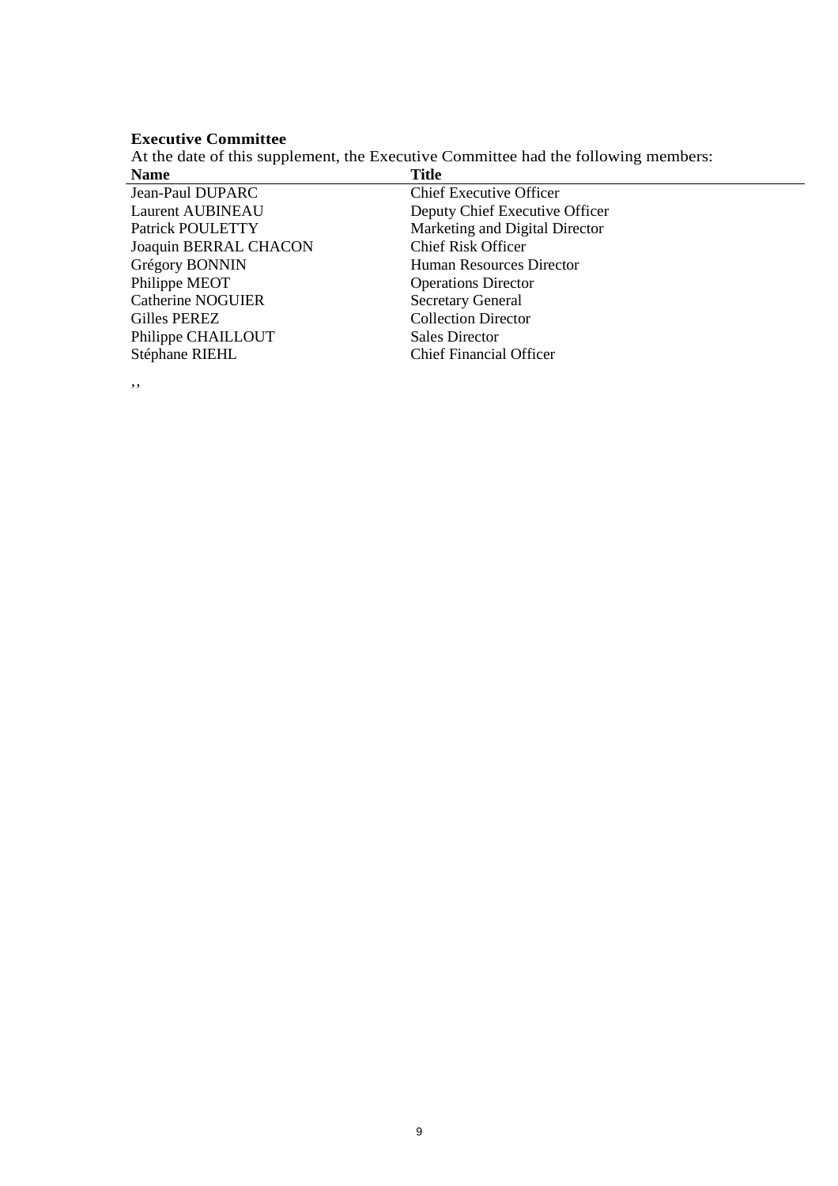**Executive Committee**

At the date of this supplement, the Executive Committee had the following members:

| Name | Title |
|---|---|
| Jean-Paul DUPARC | Chief Executive Officer |
| Laurent AUBINEAU | Deputy Chief Executive Officer |
| Patrick POULETTY | Marketing and Digital Director |
| Joaquin BERRAL CHACON | Chief Risk Officer |
| Grégory BONNIN | Human Resources Director |
| Philippe MEOT | Operations Director |
| Catherine NOGUIER | Secretary General |
| Gilles PEREZ | Collection Director |
| Philippe CHAILLOUT | Sales Director |
| Stéphane RIEHL | Chief Financial Officer |

,,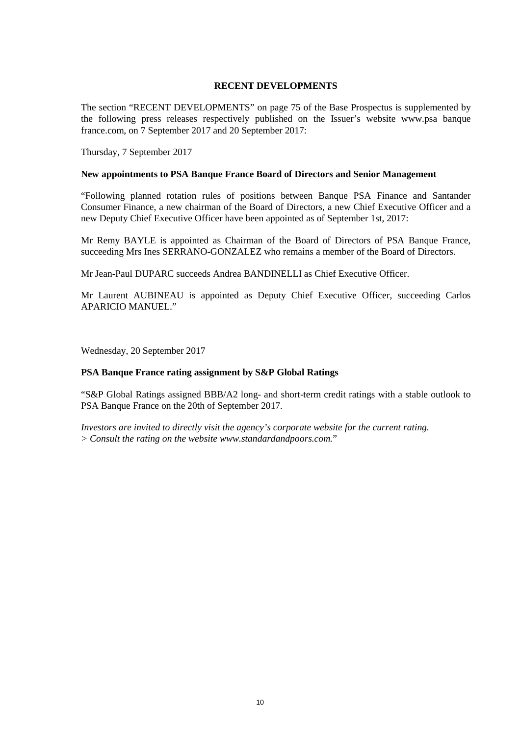## RECENT DEVELOPMENTS

The section "RECENT DEVELOPMENTS" on page 75 of the Base Prospectus is supplemented by the following press releases respectively published on the Issuer's website www.psa banque france.com, on 7 September 2017 and 20 September 2017:

Thursday, 7 September 2017

**New appointments to PSA Banque France Board of Directors and Senior Management**

"Following planned rotation rules of positions between Banque PSA Finance and Santander Consumer Finance, a new chairman of the Board of Directors, a new Chief Executive Officer and a new Deputy Chief Executive Officer have been appointed as of September 1st, 2017:

Mr Remy BAYLE is appointed as Chairman of the Board of Directors of PSA Banque France, succeeding Mrs Ines SERRANO-GONZALEZ who remains a member of the Board of Directors.

Mr Jean-Paul DUPARC succeeds Andrea BANDINELLI as Chief Executive Officer.

Mr Laurent AUBINEAU is appointed as Deputy Chief Executive Officer, succeeding Carlos APARICIO MANUEL."

Wednesday, 20 September 2017

**PSA Banque France rating assignment by S&P Global Ratings**

"S&P Global Ratings assigned BBB/A2 long- and short-term credit ratings with a stable outlook to PSA Banque France on the 20th of September 2017.

*Investors are invited to directly visit the agency's corporate website for the current rating.*
*> Consult the rating on the website www.standardandpoors.com.*"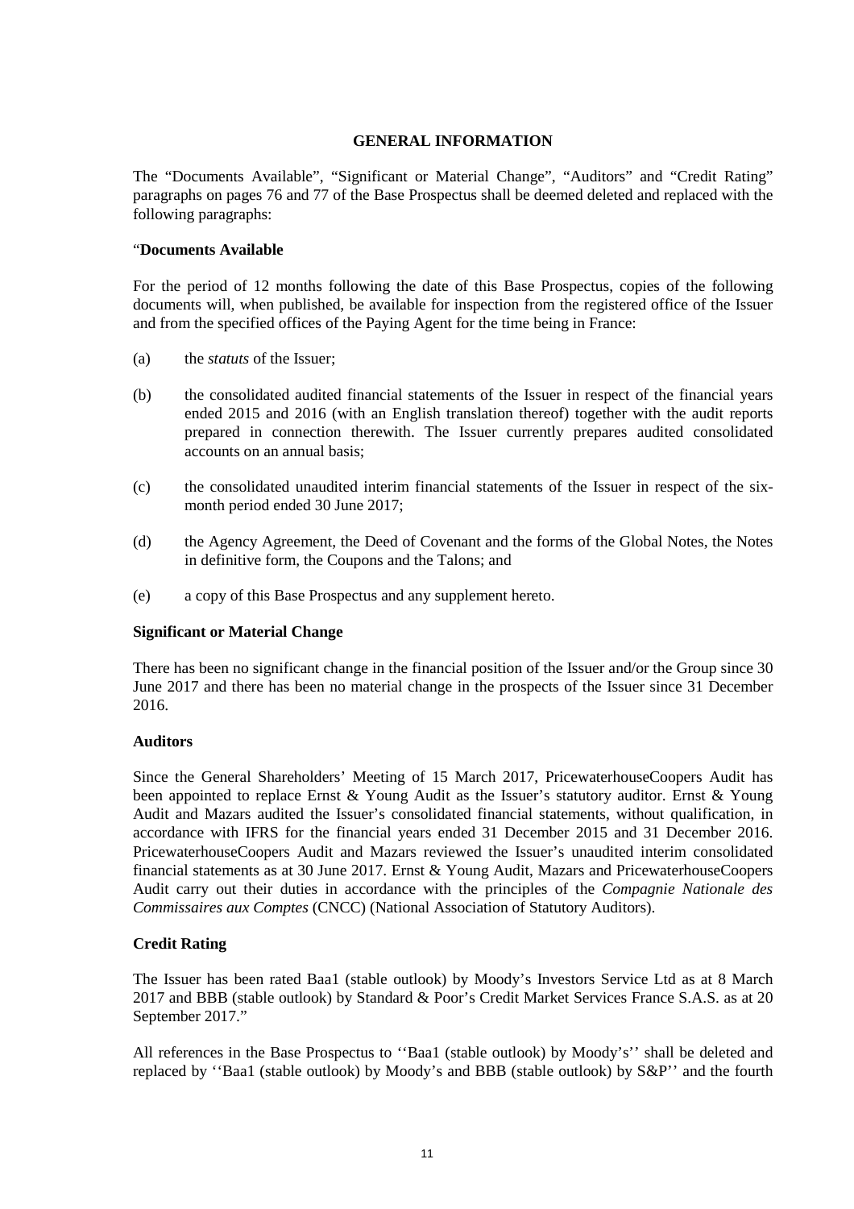## GENERAL INFORMATION

The "Documents Available", "Significant or Material Change", "Auditors" and "Credit Rating" paragraphs on pages 76 and 77 of the Base Prospectus shall be deemed deleted and replaced with the following paragraphs:

"**Documents Available**

For the period of 12 months following the date of this Base Prospectus, copies of the following documents will, when published, be available for inspection from the registered office of the Issuer and from the specified offices of the Paying Agent for the time being in France:

(a) the *statuts* of the Issuer;

(b) the consolidated audited financial statements of the Issuer in respect of the financial years ended 2015 and 2016 (with an English translation thereof) together with the audit reports prepared in connection therewith. The Issuer currently prepares audited consolidated accounts on an annual basis;

(c) the consolidated unaudited interim financial statements of the Issuer in respect of the six-month period ended 30 June 2017;

(d) the Agency Agreement, the Deed of Covenant and the forms of the Global Notes, the Notes in definitive form, the Coupons and the Talons; and

(e) a copy of this Base Prospectus and any supplement hereto.

**Significant or Material Change**

There has been no significant change in the financial position of the Issuer and/or the Group since 30 June 2017 and there has been no material change in the prospects of the Issuer since 31 December 2016.

**Auditors**

Since the General Shareholders' Meeting of 15 March 2017, PricewaterhouseCoopers Audit has been appointed to replace Ernst & Young Audit as the Issuer's statutory auditor. Ernst & Young Audit and Mazars audited the Issuer's consolidated financial statements, without qualification, in accordance with IFRS for the financial years ended 31 December 2015 and 31 December 2016. PricewaterhouseCoopers Audit and Mazars reviewed the Issuer's unaudited interim consolidated financial statements as at 30 June 2017. Ernst & Young Audit, Mazars and PricewaterhouseCoopers Audit carry out their duties in accordance with the principles of the *Compagnie Nationale des Commissaires aux Comptes* (CNCC) (National Association of Statutory Auditors).

**Credit Rating**

The Issuer has been rated Baa1 (stable outlook) by Moody's Investors Service Ltd as at 8 March 2017 and BBB (stable outlook) by Standard & Poor's Credit Market Services France S.A.S. as at 20 September 2017."

All references in the Base Prospectus to ''Baa1 (stable outlook) by Moody's'' shall be deleted and replaced by ''Baa1 (stable outlook) by Moody's and BBB (stable outlook) by S&P'' and the fourth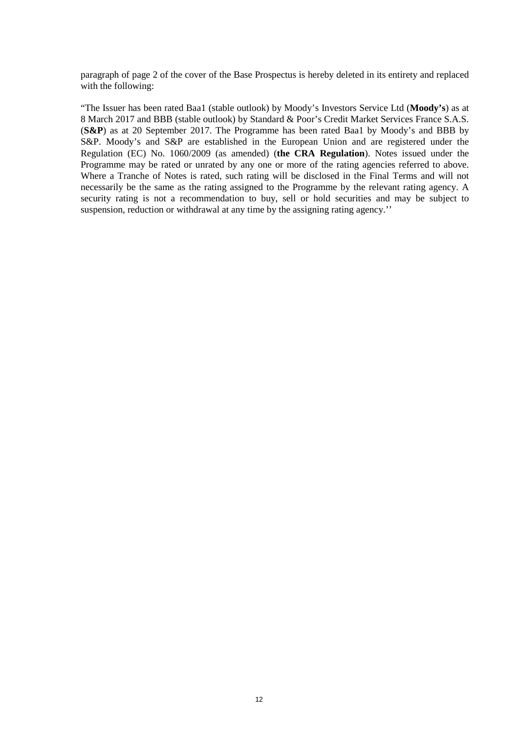paragraph of page 2 of the cover of the Base Prospectus is hereby deleted in its entirety and replaced with the following:

"The Issuer has been rated Baa1 (stable outlook) by Moody's Investors Service Ltd (**Moody's**) as at 8 March 2017 and BBB (stable outlook) by Standard & Poor's Credit Market Services France S.A.S. (**S&P**) as at 20 September 2017. The Programme has been rated Baa1 by Moody's and BBB by S&P. Moody's and S&P are established in the European Union and are registered under the Regulation (EC) No. 1060/2009 (as amended) (**the CRA Regulation**). Notes issued under the Programme may be rated or unrated by any one or more of the rating agencies referred to above. Where a Tranche of Notes is rated, such rating will be disclosed in the Final Terms and will not necessarily be the same as the rating assigned to the Programme by the relevant rating agency. A security rating is not a recommendation to buy, sell or hold securities and may be subject to suspension, reduction or withdrawal at any time by the assigning rating agency.''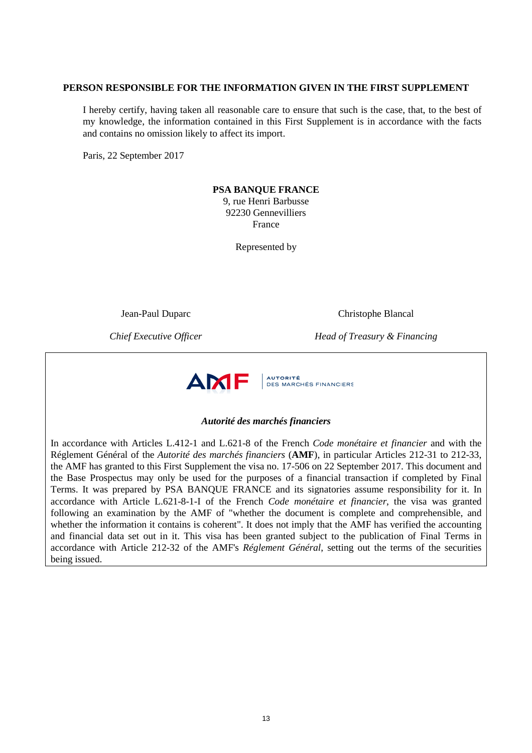## PERSON RESPONSIBLE FOR THE INFORMATION GIVEN IN THE FIRST SUPPLEMENT

I hereby certify, having taken all reasonable care to ensure that such is the case, that, to the best of my knowledge, the information contained in this First Supplement is in accordance with the facts and contains no omission likely to affect its import.

Paris, 22 September 2017

**PSA BANQUE FRANCE**
9, rue Henri Barbusse
92230 Gennevilliers
France

Represented by

Jean-Paul Duparc

*Chief Executive Officer*

Christophe Blancal

*Head of Treasury & Financing*

AMF | AUTORITÉ DES MARCHÉS FINANCIERS

***Autorité des marchés financiers***

In accordance with Articles L.412-1 and L.621-8 of the French *Code monétaire et financier* and with the Réglement Général of the *Autorité des marchés financiers* (**AMF**), in particular Articles 212-31 to 212-33, the AMF has granted to this First Supplement the visa no. 17-506 on 22 September 2017. This document and the Base Prospectus may only be used for the purposes of a financial transaction if completed by Final Terms. It was prepared by PSA BANQUE FRANCE and its signatories assume responsibility for it. In accordance with Article L.621-8-1-I of the French *Code monétaire et financier*, the visa was granted following an examination by the AMF of "whether the document is complete and comprehensible, and whether the information it contains is coherent". It does not imply that the AMF has verified the accounting and financial data set out in it. This visa has been granted subject to the publication of Final Terms in accordance with Article 212-32 of the AMF's *Réglement Général*, setting out the terms of the securities being issued.